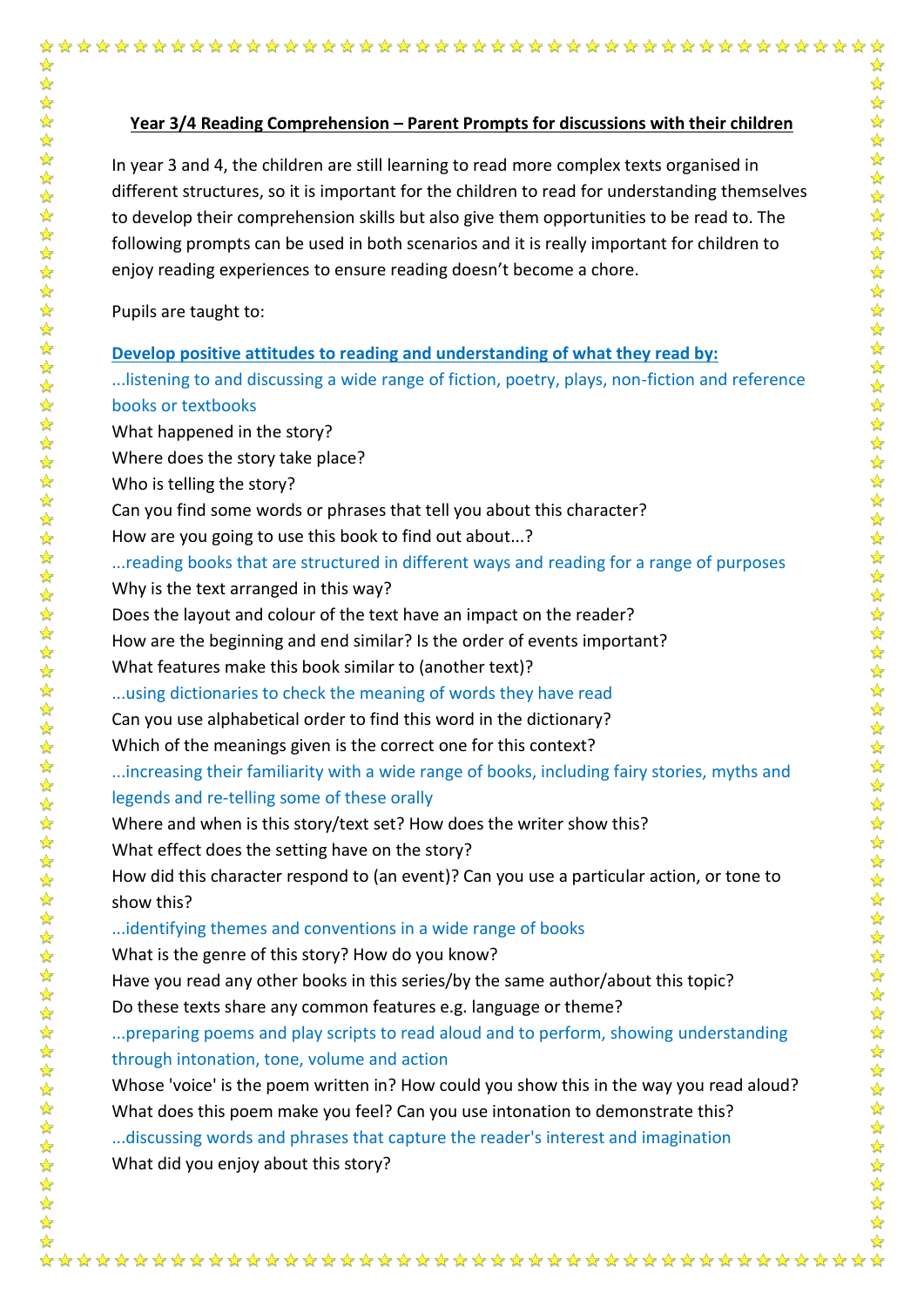**Year 3/4 Reading Comprehension – Parent Prompts for discussions with their children**

In year 3 and 4, the children are still learning to read more complex texts organised in different structures, so it is important for the children to read for understanding themselves to develop their comprehension skills but also give them opportunities to be read to. The following prompts can be used in both scenarios and it is really important for children to enjoy reading experiences to ensure reading doesn't become a chore.

Pupils are taught to:

**Develop positive attitudes to reading and understanding of what they read by:**

...listening to and discussing a wide range of fiction, poetry, plays, non-fiction and reference books or textbooks

What happened in the story?
Where does the story take place?
Who is telling the story?
Can you find some words or phrases that tell you about this character?
How are you going to use this book to find out about...?

...reading books that are structured in different ways and reading for a range of purposes

Why is the text arranged in this way?
Does the layout and colour of the text have an impact on the reader?
How are the beginning and end similar? Is the order of events important?
What features make this book similar to (another text)?

...using dictionaries to check the meaning of words they have read

Can you use alphabetical order to find this word in the dictionary?
Which of the meanings given is the correct one for this context?

...increasing their familiarity with a wide range of books, including fairy stories, myths and legends and re-telling some of these orally

Where and when is this story/text set? How does the writer show this?
What effect does the setting have on the story?
How did this character respond to (an event)? Can you use a particular action, or tone to show this?

...identifying themes and conventions in a wide range of books

What is the genre of this story? How do you know?
Have you read any other books in this series/by the same author/about this topic?
Do these texts share any common features e.g. language or theme?

...preparing poems and play scripts to read aloud and to perform, showing understanding through intonation, tone, volume and action

Whose 'voice' is the poem written in? How could you show this in the way you read aloud?
What does this poem make you feel? Can you use intonation to demonstrate this?

...discussing words and phrases that capture the reader's interest and imagination

What did you enjoy about this story?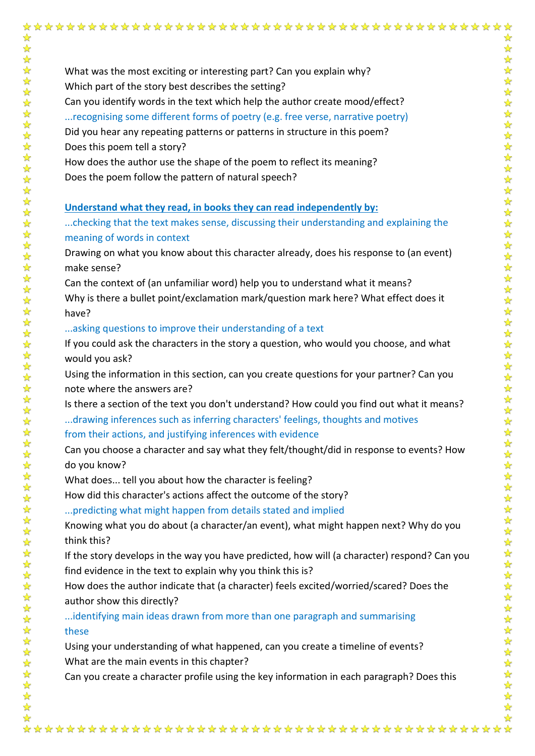What was the most exciting or interesting part? Can you explain why?
Which part of the story best describes the setting?
Can you identify words in the text which help the author create mood/effect?
...recognising some different forms of poetry (e.g. free verse, narrative poetry)
Did you hear any repeating patterns or patterns in structure in this poem?
Does this poem tell a story?
How does the author use the shape of the poem to reflect its meaning?
Does the poem follow the pattern of natural speech?

**Understand what they read, in books they can read independently by:**

...checking that the text makes sense, discussing their understanding and explaining the meaning of words in context
Drawing on what you know about this character already, does his response to (an event) make sense?
Can the context of (an unfamiliar word) help you to understand what it means?
Why is there a bullet point/exclamation mark/question mark here? What effect does it have?
...asking questions to improve their understanding of a text
If you could ask the characters in the story a question, who would you choose, and what would you ask?
Using the information in this section, can you create questions for your partner? Can you note where the answers are?
Is there a section of the text you don't understand? How could you find out what it means?
...drawing inferences such as inferring characters' feelings, thoughts and motives from their actions, and justifying inferences with evidence
Can you choose a character and say what they felt/thought/did in response to events? How do you know?
What does... tell you about how the character is feeling?
How did this character's actions affect the outcome of the story?
...predicting what might happen from details stated and implied
Knowing what you do about (a character/an event), what might happen next? Why do you think this?
If the story develops in the way you have predicted, how will (a character) respond? Can you find evidence in the text to explain why you think this is?
How does the author indicate that (a character) feels excited/worried/scared? Does the author show this directly?
...identifying main ideas drawn from more than one paragraph and summarising these
Using your understanding of what happened, can you create a timeline of events?
What are the main events in this chapter?
Can you create a character profile using the key information in each paragraph? Does this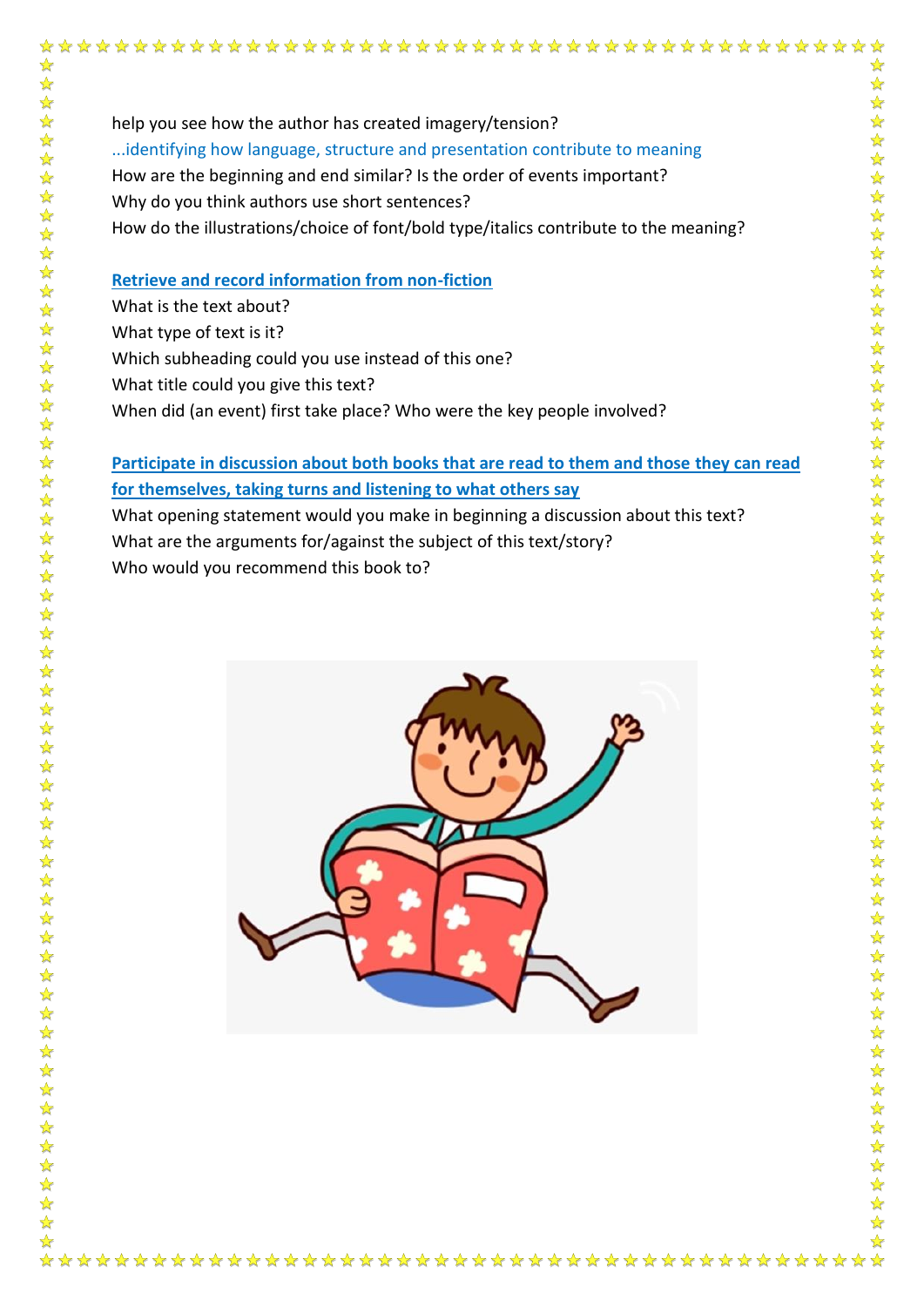help you see how the author has created imagery/tension?

...identifying how language, structure and presentation contribute to meaning

How are the beginning and end similar? Is the order of events important?

Why do you think authors use short sentences?

How do the illustrations/choice of font/bold type/italics contribute to the meaning?

**Retrieve and record information from non-fiction**

What is the text about?

What type of text is it?

Which subheading could you use instead of this one?

What title could you give this text?

When did (an event) first take place? Who were the key people involved?

**Participate in discussion about both books that are read to them and those they can read for themselves, taking turns and listening to what others say**

What opening statement would you make in beginning a discussion about this text?

What are the arguments for/against the subject of this text/story?

Who would you recommend this book to?